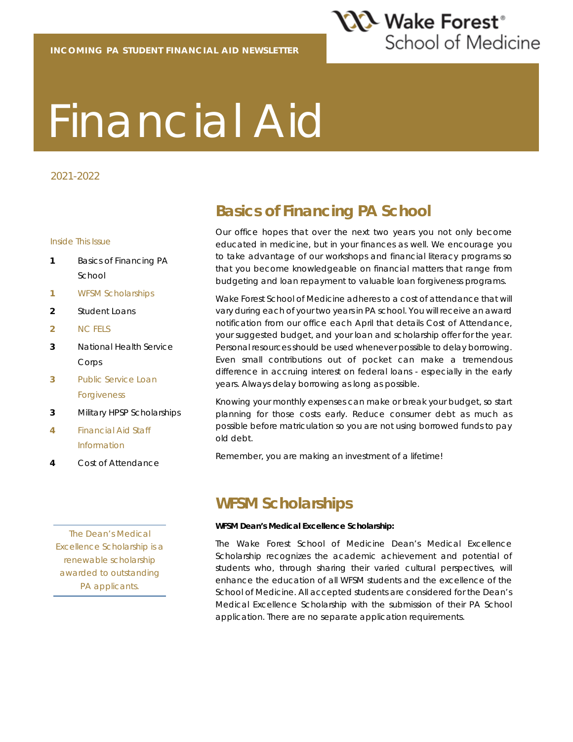INCOMING PA STUDENT FINANCIAL AID NEWSLETTER

Wake Forest School of Medicine

# Financial Aid

2021-2022

Inside This Issue

| | |
|---|---|
| 1 | Basics of Financing PA School |
| 1 | WFSM Scholarships |
| 2 | Student Loans |
| 2 | NC FELS |
| 3 | National Health Service Corps |
| 3 | Public Service Loan Forgiveness |
| 3 | Military HPSP Scholarships |
| 4 | Financial Aid Staff Information |
| 4 | Cost of Attendance |

## Basics of Financing PA School

Our office hopes that over the next two years you not only become educated in medicine, but in your finances as well. We encourage you to take advantage of our workshops and financial literacy programs so that you become knowledgeable on financial matters that range from budgeting and loan repayment to valuable loan forgiveness programs.

Wake Forest School of Medicine adheres to a cost of attendance that will vary during each of your two years in PA school. You will receive an award notification from our office each April that details Cost of Attendance, your suggested budget, and your loan and scholarship offer for the year. Personal resources should be used whenever possible to delay borrowing. Even small contributions out of pocket can make a tremendous difference in accruing interest on federal loans - especially in the early years. Always delay borrowing as long as possible.

Knowing your monthly expenses can make or break your budget, so start planning for those costs early. Reduce consumer debt as much as possible before matriculation so you are not using borrowed funds to pay old debt.

Remember, you are making an investment of a lifetime!

## WFSM Scholarships

**WFSM Dean's Medical Excellence Scholarship:**

The Wake Forest School of Medicine Dean's Medical Excellence Scholarship recognizes the academic achievement and potential of students who, through sharing their varied cultural perspectives, will enhance the education of all WFSM students and the excellence of the School of Medicine. All accepted students are considered for the Dean's Medical Excellence Scholarship with the submission of their PA School application. There are no separate application requirements.

*The Dean's Medical Excellence Scholarship is a renewable scholarship awarded to outstanding PA applicants.*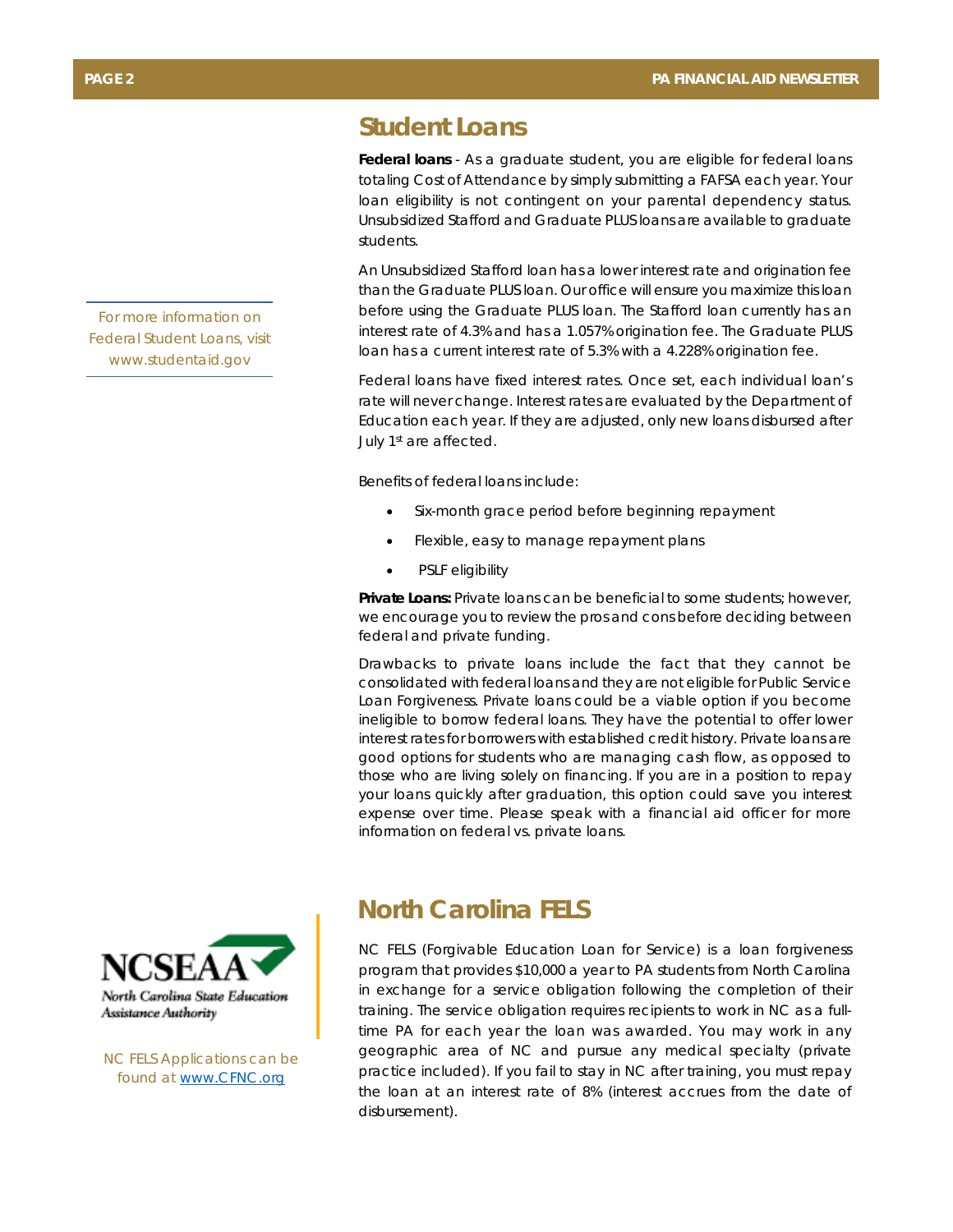## Student Loans

**Federal loans** - As a graduate student, you are eligible for federal loans totaling Cost of Attendance by simply submitting a FAFSA each year. Your loan eligibility is not contingent on your parental dependency status. Unsubsidized Stafford and Graduate PLUS loans are available to graduate students.

For more information on Federal Student Loans, visit www.studentaid.gov

An Unsubsidized Stafford loan has a lower interest rate and origination fee than the Graduate PLUS loan. Our office will ensure you maximize this loan before using the Graduate PLUS loan. The Stafford loan currently has an interest rate of 4.3% and has a 1.057% origination fee. The Graduate PLUS loan has a current interest rate of 5.3% with a 4.228% origination fee.

Federal loans have fixed interest rates. Once set, each individual loan's rate will never change. Interest rates are evaluated by the Department of Education each year. If they are adjusted, only new loans disbursed after July 1st are affected.

Benefits of federal loans include:

- Six-month grace period before beginning repayment
- Flexible, easy to manage repayment plans
- PSLF eligibility

**Private Loans:** Private loans can be beneficial to some students; however, we encourage you to review the pros and cons before deciding between federal and private funding.

Drawbacks to private loans include the fact that they cannot be consolidated with federal loans and they are not eligible for Public Service Loan Forgiveness. Private loans could be a viable option if you become ineligible to borrow federal loans. They have the potential to offer lower interest rates for borrowers with established credit history. Private loans are good options for students who are managing cash flow, as opposed to those who are living solely on financing. If you are in a position to repay your loans quickly after graduation, this option could save you interest expense over time. Please speak with a financial aid officer for more information on federal vs. private loans.

## North Carolina FELS

NCSEAA
North Carolina State Education Assistance Authority

NC FELS Applications can be found at [www.CFNC.org](http://www.CFNC.org)

NC FELS (Forgivable Education Loan for Service) is a loan forgiveness program that provides $10,000 a year to PA students from North Carolina in exchange for a service obligation following the completion of their training. The service obligation requires recipients to work in NC as a full-time PA for each year the loan was awarded. You may work in any geographic area of NC and pursue any medical specialty (private practice included). If you fail to stay in NC after training, you must repay the loan at an interest rate of 8% (interest accrues from the date of disbursement).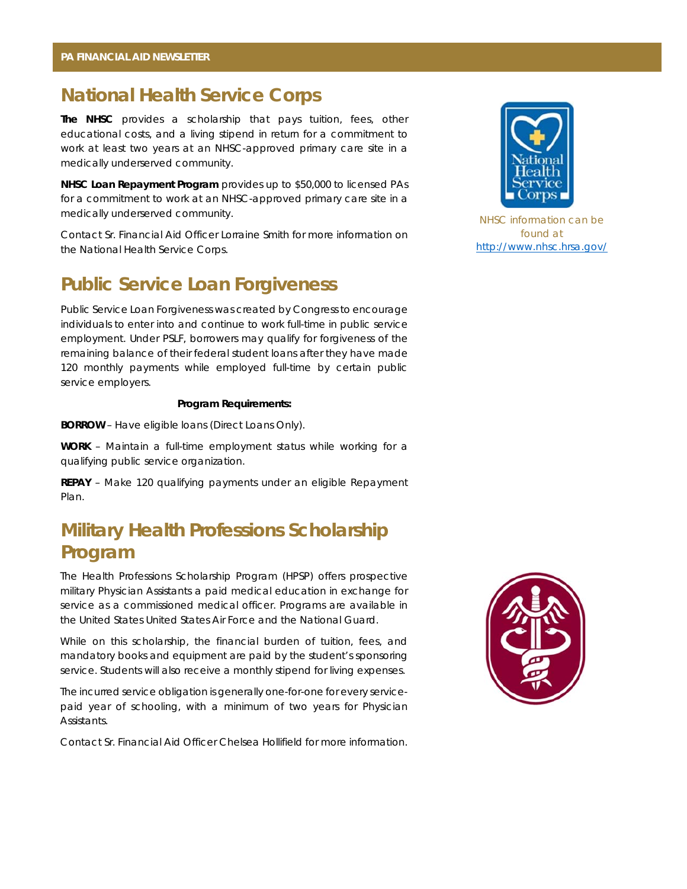## National Health Service Corps

**The NHSC** provides a scholarship that pays tuition, fees, other educational costs, and a living stipend in return for a commitment to work at least two years at an NHSC-approved primary care site in a medically underserved community.

**NHSC Loan Repayment Program** provides up to $50,000 to licensed PAs for a commitment to work at an NHSC-approved primary care site in a medically underserved community.

Contact Sr. Financial Aid Officer Lorraine Smith for more information on the National Health Service Corps.

NHSC information can be found at http://www.nhsc.hrsa.gov/

## Public Service Loan Forgiveness

Public Service Loan Forgiveness was created by Congress to encourage individuals to enter into and continue to work full-time in public service employment. Under PSLF, borrowers may qualify for forgiveness of the remaining balance of their federal student loans after they have made 120 monthly payments while employed full-time by certain public service employers.

**Program Requirements:**

**BORROW** – Have eligible loans (Direct Loans Only).

**WORK** – Maintain a full-time employment status while working for a qualifying public service organization.

**REPAY** – Make 120 qualifying payments under an eligible Repayment Plan.

## Military Health Professions Scholarship Program

The Health Professions Scholarship Program (HPSP) offers prospective military Physician Assistants a paid medical education in exchange for service as a commissioned medical officer. Programs are available in the United States United States Air Force and the National Guard.

While on this scholarship, the financial burden of tuition, fees, and mandatory books and equipment are paid by the student's sponsoring service. Students will also receive a monthly stipend for living expenses.

The incurred service obligation is generally one-for-one for every service-paid year of schooling, with a minimum of two years for Physician Assistants.

Contact Sr. Financial Aid Officer Chelsea Hollifield for more information.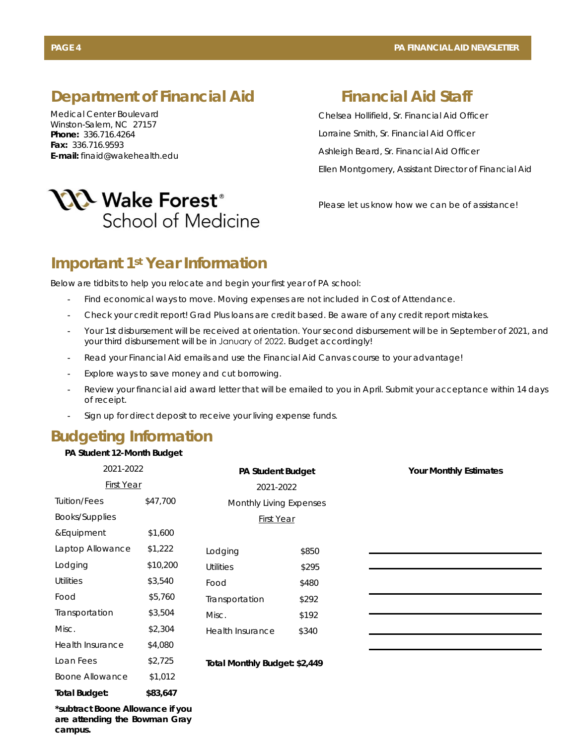## Department of Financial Aid

Medical Center Boulevard
Winston-Salem, NC 27157
**Phone:** 336.716.4264
**Fax:** 336.716.9593
**E-mail:** finaid@wakehealth.edu

Wake Forest® School of Medicine

## Financial Aid Staff

Chelsea Hollifield, Sr. Financial Aid Officer

Lorraine Smith, Sr. Financial Aid Officer

Ashleigh Beard, Sr. Financial Aid Officer

Ellen Montgomery, Assistant Director of Financial Aid

Please let us know how we can be of assistance!

## Important 1st Year Information

Below are tidbits to help you relocate and begin your first year of PA school:

- Find economical ways to move. Moving expenses are not included in Cost of Attendance.
- Check your credit report! Grad Plus loans are credit based. Be aware of any credit report mistakes.
- Your 1st disbursement will be received at orientation. Your second disbursement will be in September of 2021, and your third disbursement will be in January of 2022. Budget accordingly!
- Read your Financial Aid emails and use the Financial Aid Canvas course to your advantage!
- Explore ways to save money and cut borrowing.
- Review your financial aid award letter that will be emailed to you in April. Submit your acceptance within 14 days of receipt.
- Sign up for direct deposit to receive your living expense funds.

## Budgeting Information

**PA Student 12-Month Budget**

2021-2022

First Year

| | |
|---|---|
| Tuition/Fees | $47,700 |
| Books/Supplies &Equipment | $1,600 |
| Laptop Allowance | $1,222 |
| Lodging | $10,200 |
| Utilities | $3,540 |
| Food | $5,760 |
| Transportation | $3,504 |
| Misc. | $2,304 |
| Health Insurance | $4,080 |
| Loan Fees | $2,725 |
| Boone Allowance | $1,012 |
| **Total Budget:** | **$83,647** |

***subtract Boone Allowance if you are attending the Bowman Gray campus.**

**PA Student Budget**

2021-2022

Monthly Living Expenses

First Year

| | | Your Monthly Estimates |
|---|---|---|
| Lodging | $850 | ______ |
| Utilities | $295 | ______ |
| Food | $480 | ______ |
| Transportation | $292 | ______ |
| Misc. | $192 | ______ |
| Health Insurance | $340 | ______ |
| | | ______ |

**Total Monthly Budget: $2,449**